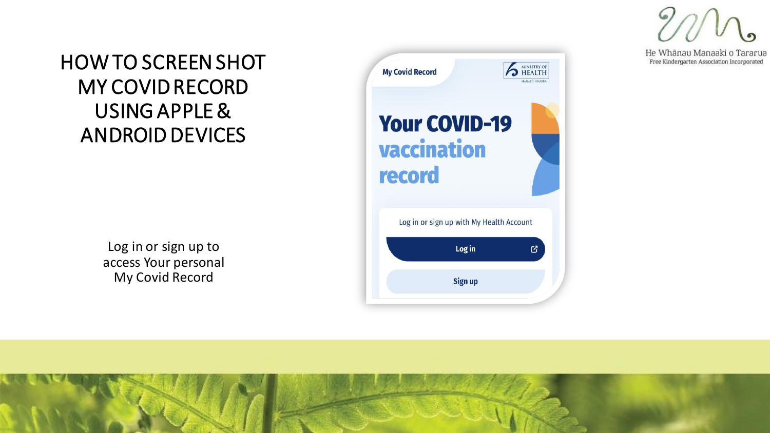# HOW TO SCREEN SHOT MY COVID RECORD USING APPLE & ANDROID DEVICES

Log in or sign up to access Your personal My Covid Record

My Covid Record

MINISTRY OF HEALTH
MANATŪ HAUORA

Your COVID-19 vaccination record

Log in or sign up with My Health Account

Log in

Sign up

He Whānau Manaaki o Tararua
Free Kindergarten Association Incorporated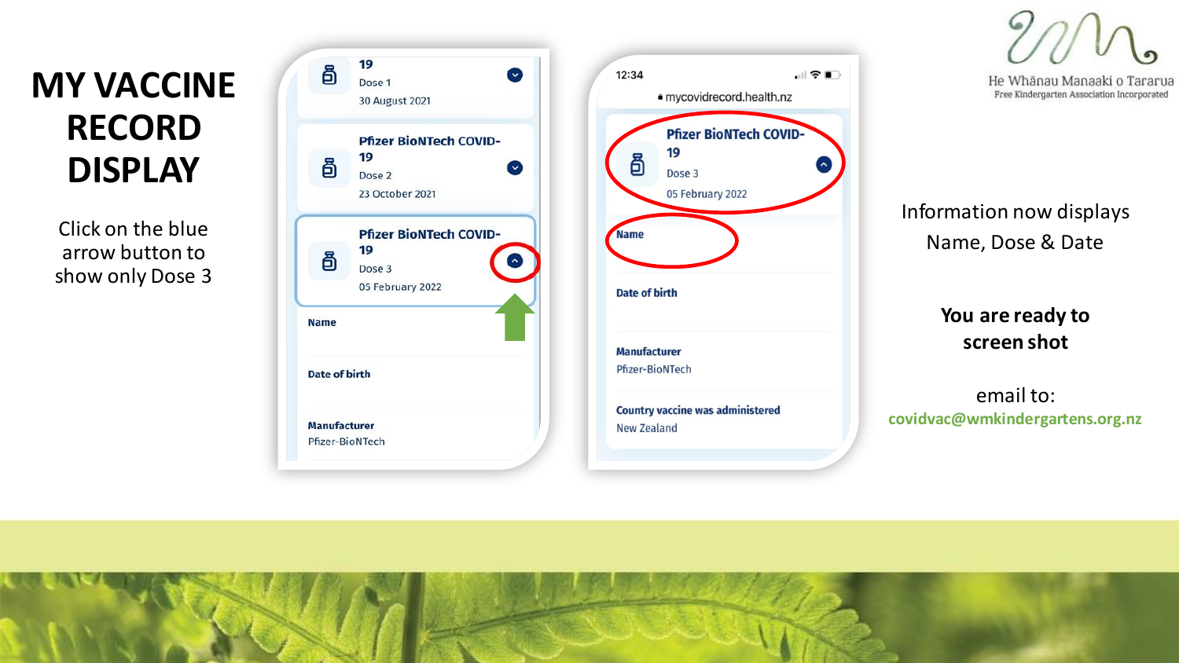# MY VACCINE RECORD DISPLAY

Click on the blue arrow button to show only Dose 3

19
Dose 1
30 August 2021

Pfizer BioNTech COVID-19
Dose 2
23 October 2021

Pfizer BioNTech COVID-19
Dose 3
05 February 2022

Name

Date of birth

Manufacturer
Pfizer-BioNTech

12:34
mycovidrecord.health.nz

Pfizer BioNTech COVID-19
Dose 3
05 February 2022

Name

Date of birth

Manufacturer
Pfizer-BioNTech

Country vaccine was administered
New Zealand

He Whānau Manaaki o Tararua
Free Kindergarten Association Incorporated

Information now displays Name, Dose & Date

**You are ready to screen shot**

email to:
covidvac@wmkindergartens.org.nz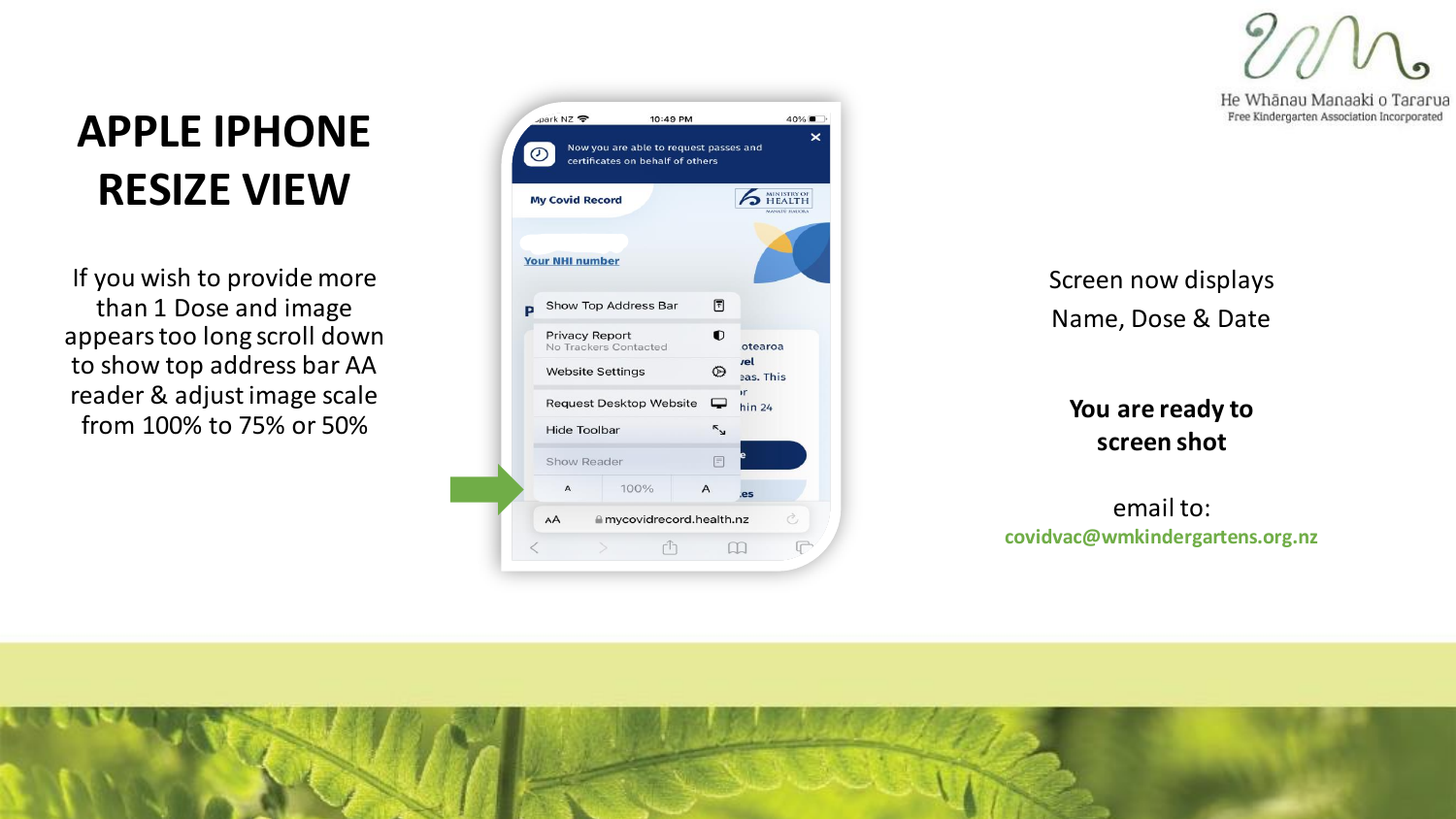# APPLE IPHONE RESIZE VIEW

If you wish to provide more than 1 Dose and image appears too long scroll down to show top address bar AA reader & adjust image scale from 100% to 75% or 50%

Screen now displays Name, Dose & Date

**You are ready to screen shot**

email to:
covidvac@wmkindergartens.org.nz

He Whānau Manaaki o Tararua
Free Kindergarten Association Incorporated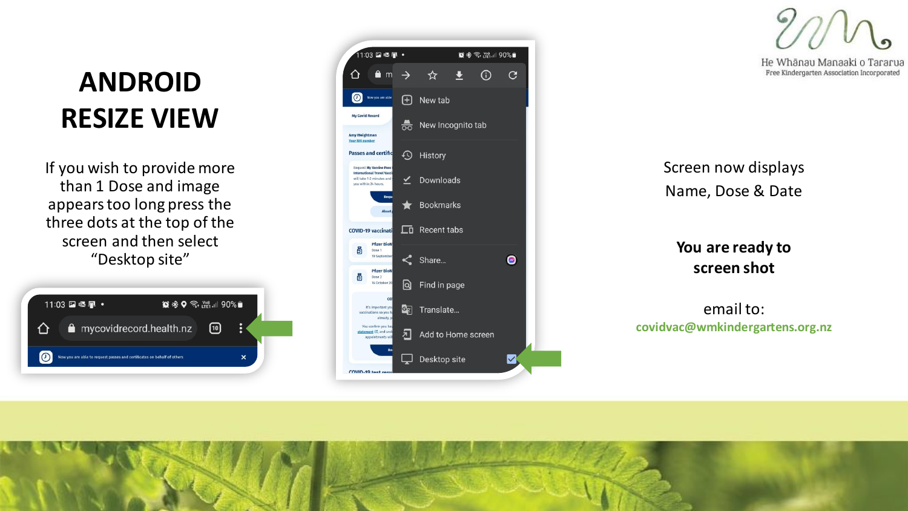# ANDROID RESIZE VIEW

If you wish to provide more than 1 Dose and image appears too long press the three dots at the top of the screen and then select "Desktop site"

Screen now displays Name, Dose & Date

**You are ready to screen shot**

email to:
covidvac@wmkindergartens.org.nz

He Whānau Manaaki o Tararua
Free Kindergarten Association Incorporated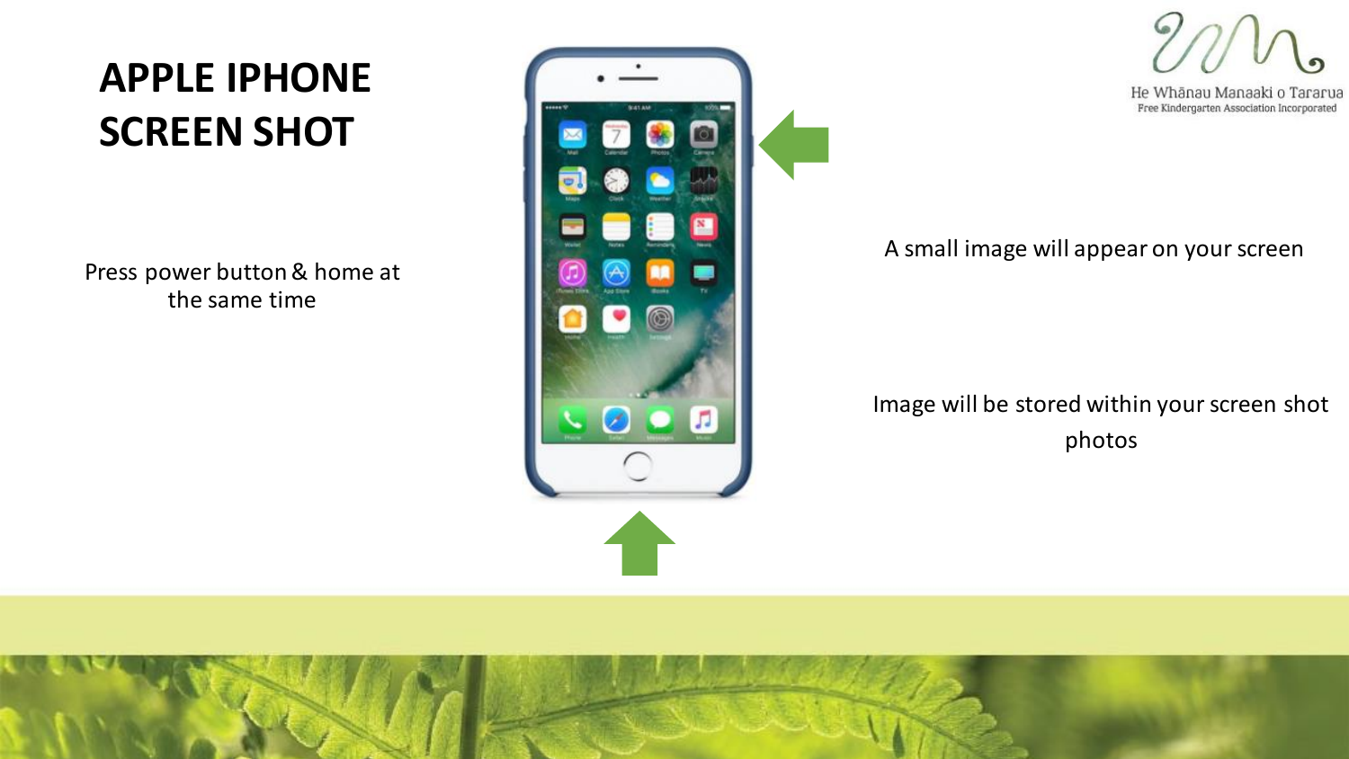# APPLE IPHONE SCREEN SHOT

Press power button & home at the same time

A small image will appear on your screen

Image will be stored within your screen shot photos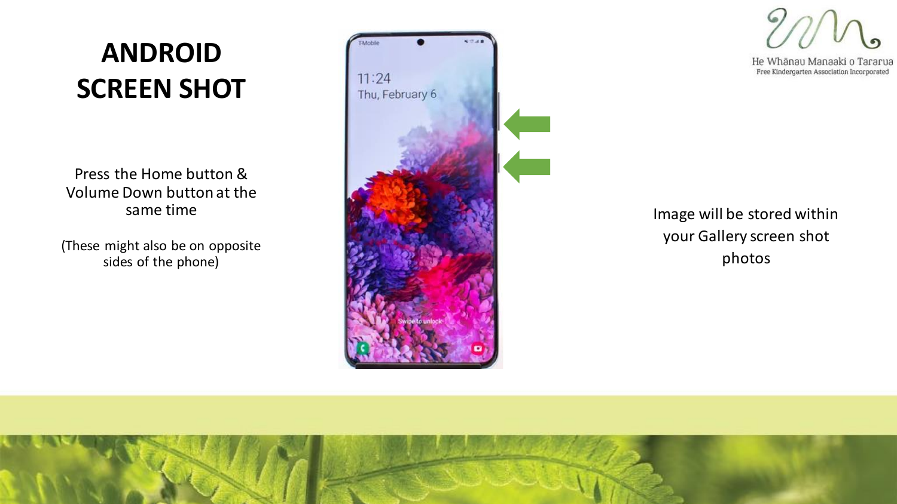# ANDROID SCREEN SHOT

Press the Home button & Volume Down button at the same time

(These might also be on opposite sides of the phone)

Image will be stored within your Gallery screen shot photos

He Whānau Manaaki o Tararua
Free Kindergarten Association Incorporated